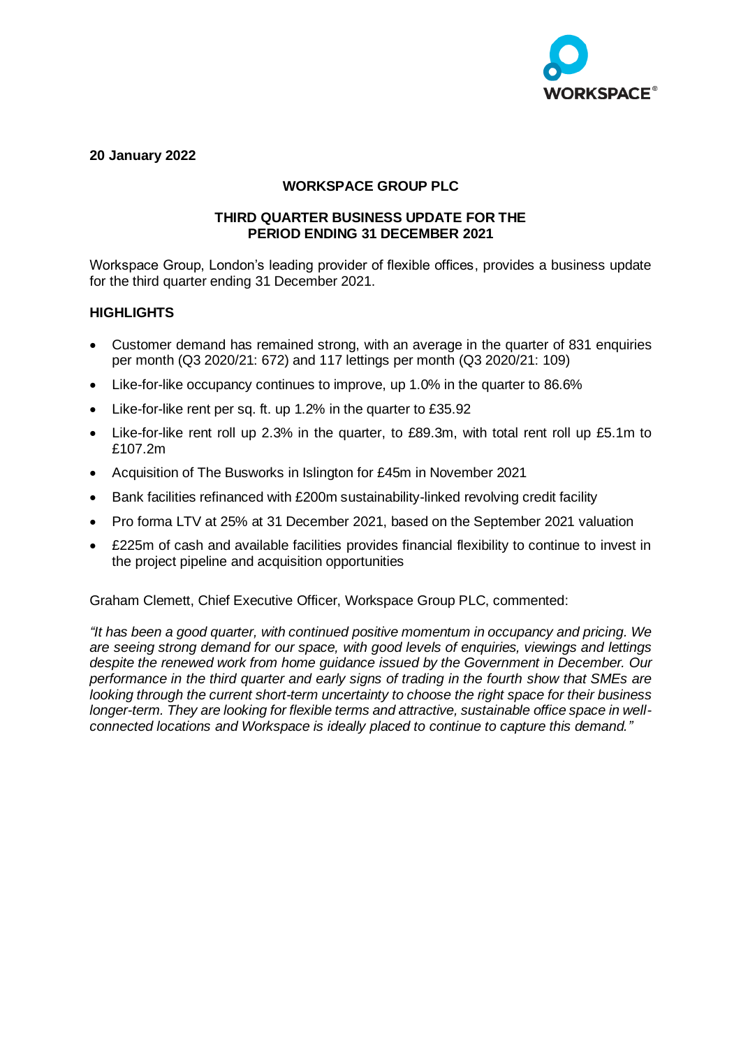**20 January 2022**

**WORKSPACE GROUP PLC**

**THIRD QUARTER BUSINESS UPDATE FOR THE PERIOD ENDING 31 DECEMBER 2021**

Workspace Group, London's leading provider of flexible offices, provides a business update for the third quarter ending 31 December 2021.

## HIGHLIGHTS

- Customer demand has remained strong, with an average in the quarter of 831 enquiries per month (Q3 2020/21: 672) and 117 lettings per month (Q3 2020/21: 109)
- Like-for-like occupancy continues to improve, up 1.0% in the quarter to 86.6%
- Like-for-like rent per sq. ft. up 1.2% in the quarter to £35.92
- Like-for-like rent roll up 2.3% in the quarter, to £89.3m, with total rent roll up £5.1m to £107.2m
- Acquisition of The Busworks in Islington for £45m in November 2021
- Bank facilities refinanced with £200m sustainability-linked revolving credit facility
- Pro forma LTV at 25% at 31 December 2021, based on the September 2021 valuation
- £225m of cash and available facilities provides financial flexibility to continue to invest in the project pipeline and acquisition opportunities

Graham Clemett, Chief Executive Officer, Workspace Group PLC, commented:

*"It has been a good quarter, with continued positive momentum in occupancy and pricing. We are seeing strong demand for our space, with good levels of enquiries, viewings and lettings despite the renewed work from home guidance issued by the Government in December. Our performance in the third quarter and early signs of trading in the fourth show that SMEs are looking through the current short-term uncertainty to choose the right space for their business longer-term. They are looking for flexible terms and attractive, sustainable office space in well-connected locations and Workspace is ideally placed to continue to capture this demand."*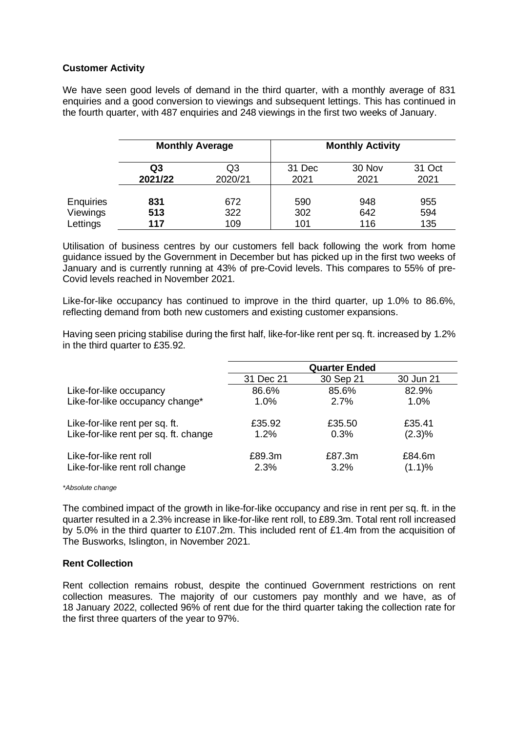**Customer Activity**

We have seen good levels of demand in the third quarter, with a monthly average of 831 enquiries and a good conversion to viewings and subsequent lettings. This has continued in the fourth quarter, with 487 enquiries and 248 viewings in the first two weeks of January.

| | Monthly Average | | Monthly Activity | | |
|---|---|---|---|---|---|
| | **Q3 2021/22** | Q3 2020/21 | 31 Dec 2021 | 30 Nov 2021 | 31 Oct 2021 |
| Enquiries | **831** | 672 | 590 | 948 | 955 |
| Viewings | **513** | 322 | 302 | 642 | 594 |
| Lettings | **117** | 109 | 101 | 116 | 135 |

Utilisation of business centres by our customers fell back following the work from home guidance issued by the Government in December but has picked up in the first two weeks of January and is currently running at 43% of pre-Covid levels. This compares to 55% of pre-Covid levels reached in November 2021.

Like-for-like occupancy has continued to improve in the third quarter, up 1.0% to 86.6%, reflecting demand from both new customers and existing customer expansions.

Having seen pricing stabilise during the first half, like-for-like rent per sq. ft. increased by 1.2% in the third quarter to £35.92.

| | Quarter Ended | | |
|---|---|---|---|
| | 31 Dec 21 | 30 Sep 21 | 30 Jun 21 |
| Like-for-like occupancy | 86.6% | 85.6% | 82.9% |
| Like-for-like occupancy change* | 1.0% | 2.7% | 1.0% |
| Like-for-like rent per sq. ft. | £35.92 | £35.50 | £35.41 |
| Like-for-like rent per sq. ft. change | 1.2% | 0.3% | (2.3)% |
| Like-for-like rent roll | £89.3m | £87.3m | £84.6m |
| Like-for-like rent roll change | 2.3% | 3.2% | (1.1)% |

*\*Absolute change*

The combined impact of the growth in like-for-like occupancy and rise in rent per sq. ft. in the quarter resulted in a 2.3% increase in like-for-like rent roll, to £89.3m. Total rent roll increased by 5.0% in the third quarter to £107.2m. This included rent of £1.4m from the acquisition of The Busworks, Islington, in November 2021.

**Rent Collection**

Rent collection remains robust, despite the continued Government restrictions on rent collection measures. The majority of our customers pay monthly and we have, as of 18 January 2022, collected 96% of rent due for the third quarter taking the collection rate for the first three quarters of the year to 97%.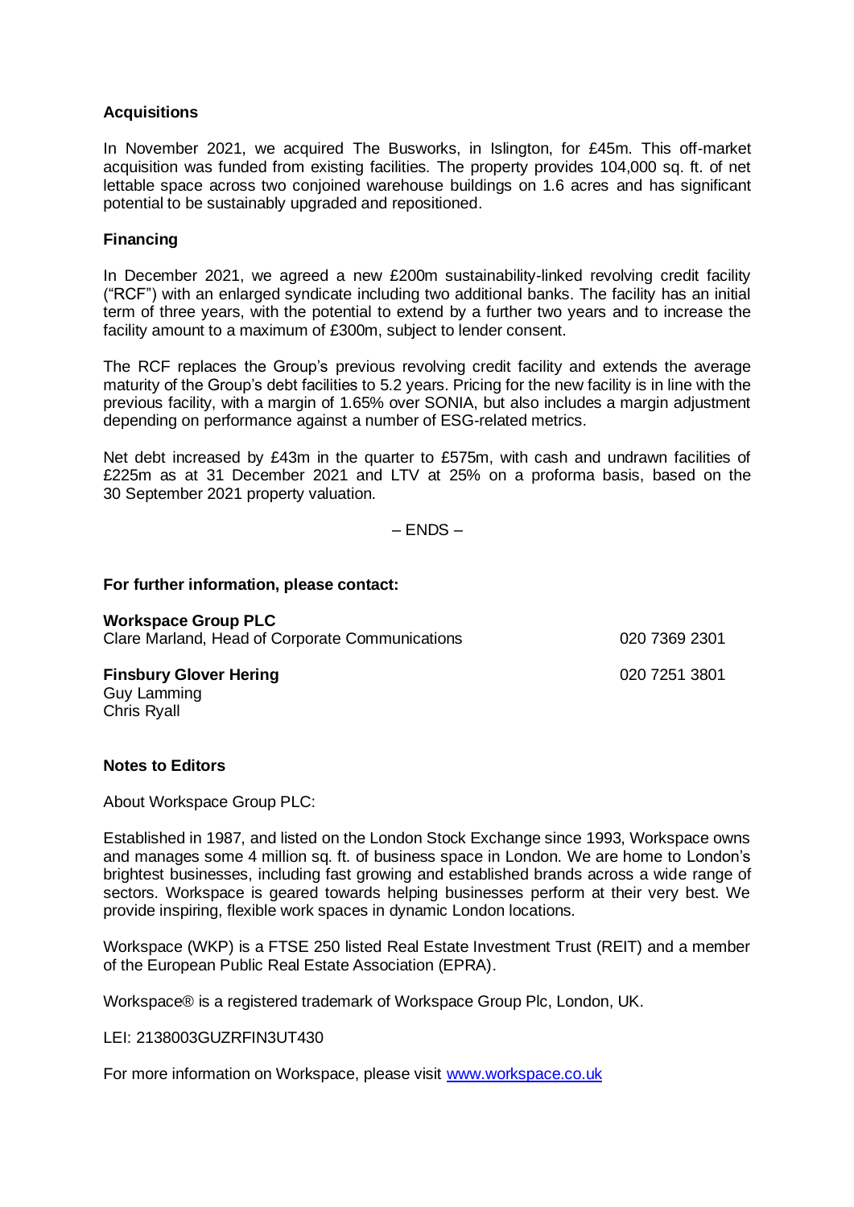**Acquisitions**

In November 2021, we acquired The Busworks, in Islington, for £45m. This off-market acquisition was funded from existing facilities. The property provides 104,000 sq. ft. of net lettable space across two conjoined warehouse buildings on 1.6 acres and has significant potential to be sustainably upgraded and repositioned.

**Financing**

In December 2021, we agreed a new £200m sustainability-linked revolving credit facility ("RCF") with an enlarged syndicate including two additional banks. The facility has an initial term of three years, with the potential to extend by a further two years and to increase the facility amount to a maximum of £300m, subject to lender consent.

The RCF replaces the Group's previous revolving credit facility and extends the average maturity of the Group's debt facilities to 5.2 years. Pricing for the new facility is in line with the previous facility, with a margin of 1.65% over SONIA, but also includes a margin adjustment depending on performance against a number of ESG-related metrics.

Net debt increased by £43m in the quarter to £575m, with cash and undrawn facilities of £225m as at 31 December 2021 and LTV at 25% on a proforma basis, based on the 30 September 2021 property valuation.

– ENDS –

**For further information, please contact:**

**Workspace Group PLC**
Clare Marland, Head of Corporate Communications 020 7369 2301

**Finsbury Glover Hering** 020 7251 3801
Guy Lamming
Chris Ryall

**Notes to Editors**

About Workspace Group PLC:

Established in 1987, and listed on the London Stock Exchange since 1993, Workspace owns and manages some 4 million sq. ft. of business space in London. We are home to London's brightest businesses, including fast growing and established brands across a wide range of sectors. Workspace is geared towards helping businesses perform at their very best. We provide inspiring, flexible work spaces in dynamic London locations.

Workspace (WKP) is a FTSE 250 listed Real Estate Investment Trust (REIT) and a member of the European Public Real Estate Association (EPRA).

Workspace® is a registered trademark of Workspace Group Plc, London, UK.

LEI: 2138003GUZRFIN3UT430

For more information on Workspace, please visit www.workspace.co.uk